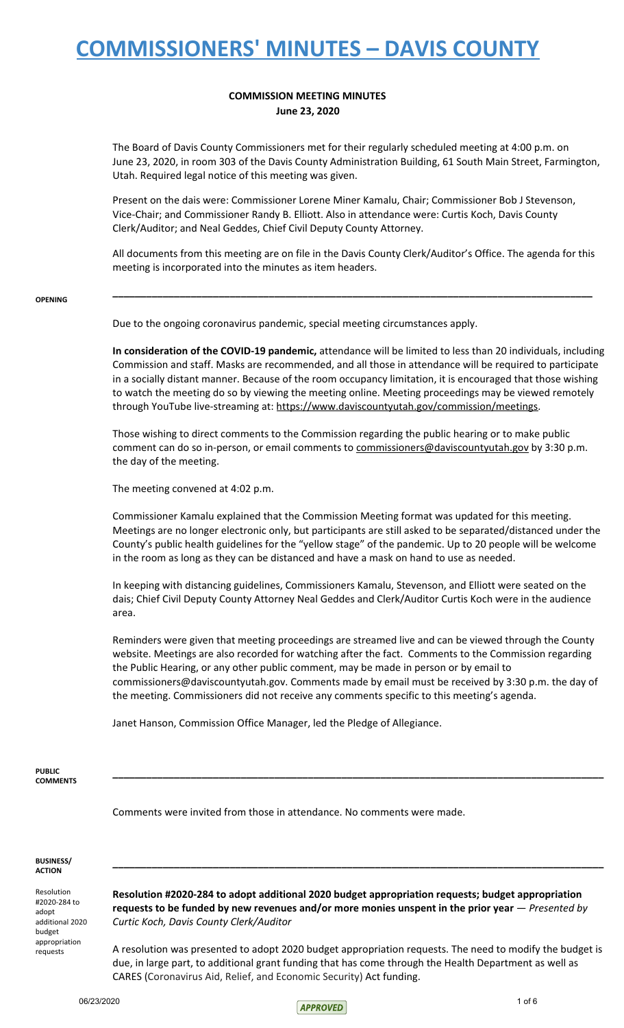# COMMISSIONERS' MINUTES – DAVIS COUNTY

## COMMISSION MEETING MINUTES
**June 23, 2020**

The Board of Davis County Commissioners met for their regularly scheduled meeting at 4:00 p.m. on June 23, 2020, in room 303 of the Davis County Administration Building, 61 South Main Street, Farmington, Utah. Required legal notice of this meeting was given.

Present on the dais were: Commissioner Lorene Miner Kamalu, Chair; Commissioner Bob J Stevenson, Vice-Chair; and Commissioner Randy B. Elliott. Also in attendance were: Curtis Koch, Davis County Clerk/Auditor; and Neal Geddes, Chief Civil Deputy County Attorney.

All documents from this meeting are on file in the Davis County Clerk/Auditor's Office. The agenda for this meeting is incorporated into the minutes as item headers.

---

**OPENING**

Due to the ongoing coronavirus pandemic, special meeting circumstances apply.

**In consideration of the COVID-19 pandemic,** attendance will be limited to less than 20 individuals, including Commission and staff. Masks are recommended, and all those in attendance will be required to participate in a socially distant manner. Because of the room occupancy limitation, it is encouraged that those wishing to watch the meeting do so by viewing the meeting online. Meeting proceedings may be viewed remotely through YouTube live-streaming at: https://www.daviscountyutah.gov/commission/meetings.

Those wishing to direct comments to the Commission regarding the public hearing or to make public comment can do so in-person, or email comments to commissioners@daviscountyutah.gov by 3:30 p.m. the day of the meeting.

The meeting convened at 4:02 p.m.

Commissioner Kamalu explained that the Commission Meeting format was updated for this meeting. Meetings are no longer electronic only, but participants are still asked to be separated/distanced under the County's public health guidelines for the "yellow stage" of the pandemic. Up to 20 people will be welcome in the room as long as they can be distanced and have a mask on hand to use as needed.

In keeping with distancing guidelines, Commissioners Kamalu, Stevenson, and Elliott were seated on the dais; Chief Civil Deputy County Attorney Neal Geddes and Clerk/Auditor Curtis Koch were in the audience area.

Reminders were given that meeting proceedings are streamed live and can be viewed through the County website. Meetings are also recorded for watching after the fact. Comments to the Commission regarding the Public Hearing, or any other public comment, may be made in person or by email to commissioners@daviscountyutah.gov. Comments made by email must be received by 3:30 p.m. the day of the meeting. Commissioners did not receive any comments specific to this meeting's agenda.

Janet Hanson, Commission Office Manager, led the Pledge of Allegiance.

---

**PUBLIC COMMENTS**

Comments were invited from those in attendance. No comments were made.

---

**BUSINESS/ ACTION**

*Resolution #2020-284 to adopt additional 2020 budget appropriation requests*

**Resolution #2020-284 to adopt additional 2020 budget appropriation requests; budget appropriation requests to be funded by new revenues and/or more monies unspent in the prior year** — *Presented by Curtic Koch, Davis County Clerk/Auditor*

A resolution was presented to adopt 2020 budget appropriation requests. The need to modify the budget is due, in large part, to additional grant funding that has come through the Health Department as well as CARES (Coronavirus Aid, Relief, and Economic Security) Act funding.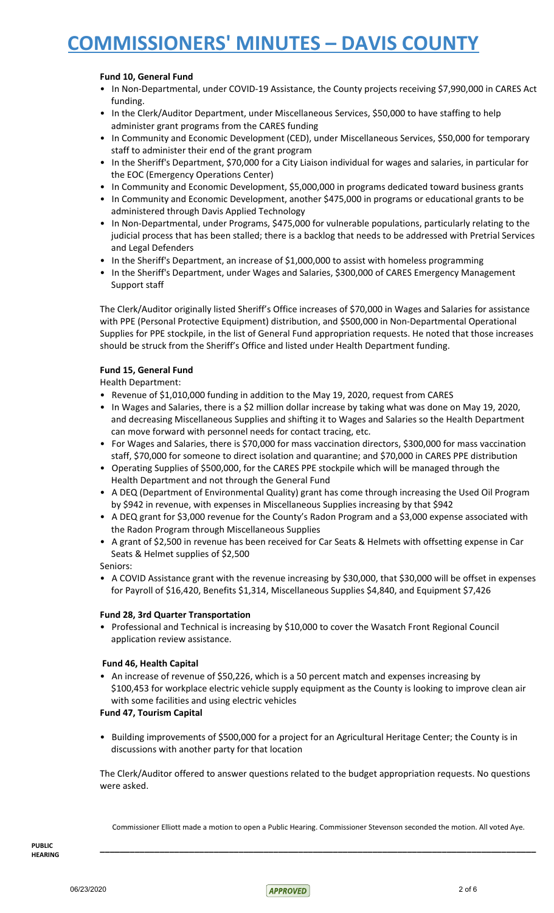**Fund 10, General Fund**

- In Non-Departmental, under COVID-19 Assistance, the County projects receiving $7,990,000 in CARES Act funding.
- In the Clerk/Auditor Department, under Miscellaneous Services, $50,000 to have staffing to help administer grant programs from the CARES funding
- In Community and Economic Development (CED), under Miscellaneous Services, $50,000 for temporary staff to administer their end of the grant program
- In the Sheriff's Department, $70,000 for a City Liaison individual for wages and salaries, in particular for the EOC (Emergency Operations Center)
- In Community and Economic Development, $5,000,000 in programs dedicated toward business grants
- In Community and Economic Development, another $475,000 in programs or educational grants to be administered through Davis Applied Technology
- In Non-Departmental, under Programs, $475,000 for vulnerable populations, particularly relating to the judicial process that has been stalled; there is a backlog that needs to be addressed with Pretrial Services and Legal Defenders
- In the Sheriff's Department, an increase of $1,000,000 to assist with homeless programming
- In the Sheriff's Department, under Wages and Salaries, $300,000 of CARES Emergency Management Support staff

The Clerk/Auditor originally listed Sheriff's Office increases of $70,000 in Wages and Salaries for assistance with PPE (Personal Protective Equipment) distribution, and $500,000 in Non-Departmental Operational Supplies for PPE stockpile, in the list of General Fund appropriation requests. He noted that those increases should be struck from the Sheriff's Office and listed under Health Department funding.

**Fund 15, General Fund**

Health Department:

- Revenue of $1,010,000 funding in addition to the May 19, 2020, request from CARES
- In Wages and Salaries, there is a $2 million dollar increase by taking what was done on May 19, 2020, and decreasing Miscellaneous Supplies and shifting it to Wages and Salaries so the Health Department can move forward with personnel needs for contact tracing, etc.
- For Wages and Salaries, there is $70,000 for mass vaccination directors, $300,000 for mass vaccination staff, $70,000 for someone to direct isolation and quarantine; and $70,000 in CARES PPE distribution
- Operating Supplies of $500,000, for the CARES PPE stockpile which will be managed through the Health Department and not through the General Fund
- A DEQ (Department of Environmental Quality) grant has come through increasing the Used Oil Program by $942 in revenue, with expenses in Miscellaneous Supplies increasing by that $942
- A DEQ grant for $3,000 revenue for the County's Radon Program and a $3,000 expense associated with the Radon Program through Miscellaneous Supplies
- A grant of $2,500 in revenue has been received for Car Seats & Helmets with offsetting expense in Car Seats & Helmet supplies of $2,500

Seniors:

- A COVID Assistance grant with the revenue increasing by $30,000, that $30,000 will be offset in expenses for Payroll of $16,420, Benefits $1,314, Miscellaneous Supplies $4,840, and Equipment $7,426

**Fund 28, 3rd Quarter Transportation**

- Professional and Technical is increasing by $10,000 to cover the Wasatch Front Regional Council application review assistance.

**Fund 46, Health Capital**

- An increase of revenue of $50,226, which is a 50 percent match and expenses increasing by $100,453 for workplace electric vehicle supply equipment as the County is looking to improve clean air with some facilities and using electric vehicles

**Fund 47, Tourism Capital**

- Building improvements of $500,000 for a project for an Agricultural Heritage Center; the County is in discussions with another party for that location

The Clerk/Auditor offered to answer questions related to the budget appropriation requests. No questions were asked.

Commissioner Elliott made a motion to open a Public Hearing. Commissioner Stevenson seconded the motion. All voted Aye.

**PUBLIC HEARING**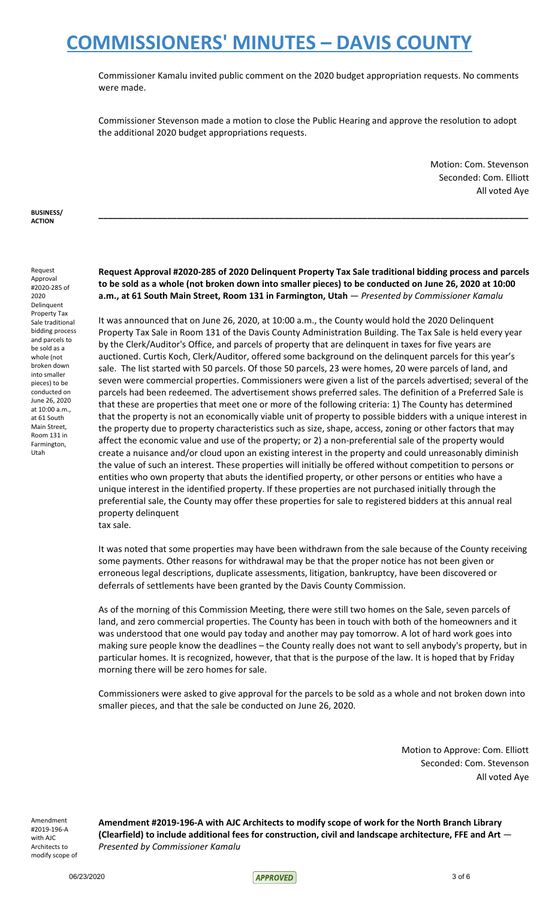Commissioner Kamalu invited public comment on the 2020 budget appropriation requests. No comments were made.

Commissioner Stevenson made a motion to close the Public Hearing and approve the resolution to adopt the additional 2020 budget appropriations requests.

Motion: Com. Stevenson
Seconded: Com. Elliott
All voted Aye

**BUSINESS/ ACTION**

---

Request Approval #2020-285 of 2020 Delinquent Property Tax Sale traditional bidding process and parcels to be sold as a whole (not broken down into smaller pieces) to be conducted on June 26, 2020 at 10:00 a.m., at 61 South Main Street, Room 131 in Farmington, Utah

**Request Approval #2020-285 of 2020 Delinquent Property Tax Sale traditional bidding process and parcels to be sold as a whole (not broken down into smaller pieces) to be conducted on June 26, 2020 at 10:00 a.m., at 61 South Main Street, Room 131 in Farmington, Utah** — *Presented by Commissioner Kamalu*

It was announced that on June 26, 2020, at 10:00 a.m., the County would hold the 2020 Delinquent Property Tax Sale in Room 131 of the Davis County Administration Building. The Tax Sale is held every year by the Clerk/Auditor's Office, and parcels of property that are delinquent in taxes for five years are auctioned. Curtis Koch, Clerk/Auditor, offered some background on the delinquent parcels for this year's sale. The list started with 50 parcels. Of those 50 parcels, 23 were homes, 20 were parcels of land, and seven were commercial properties. Commissioners were given a list of the parcels advertised; several of the parcels had been redeemed. The advertisement shows preferred sales. The definition of a Preferred Sale is that these are properties that meet one or more of the following criteria: 1) The County has determined that the property is not an economically viable unit of property to possible bidders with a unique interest in the property due to property characteristics such as size, shape, access, zoning or other factors that may affect the economic value and use of the property; or 2) a non-preferential sale of the property would create a nuisance and/or cloud upon an existing interest in the property and could unreasonably diminish the value of such an interest. These properties will initially be offered without competition to persons or entities who own property that abuts the identified property, or other persons or entities who have a unique interest in the identified property. If these properties are not purchased initially through the preferential sale, the County may offer these properties for sale to registered bidders at this annual real property delinquent
tax sale.

It was noted that some properties may have been withdrawn from the sale because of the County receiving some payments. Other reasons for withdrawal may be that the proper notice has not been given or erroneous legal descriptions, duplicate assessments, litigation, bankruptcy, have been discovered or deferrals of settlements have been granted by the Davis County Commission.

As of the morning of this Commission Meeting, there were still two homes on the Sale, seven parcels of land, and zero commercial properties. The County has been in touch with both of the homeowners and it was understood that one would pay today and another may pay tomorrow. A lot of hard work goes into making sure people know the deadlines – the County really does not want to sell anybody's property, but in particular homes. It is recognized, however, that that is the purpose of the law. It is hoped that by Friday morning there will be zero homes for sale.

Commissioners were asked to give approval for the parcels to be sold as a whole and not broken down into smaller pieces, and that the sale be conducted on June 26, 2020.

Motion to Approve: Com. Elliott
Seconded: Com. Stevenson
All voted Aye

Amendment #2019-196-A with AJC Architects to modify scope of

**Amendment #2019-196-A with AJC Architects to modify scope of work for the North Branch Library (Clearfield) to include additional fees for construction, civil and landscape architecture, FFE and Art** — *Presented by Commissioner Kamalu*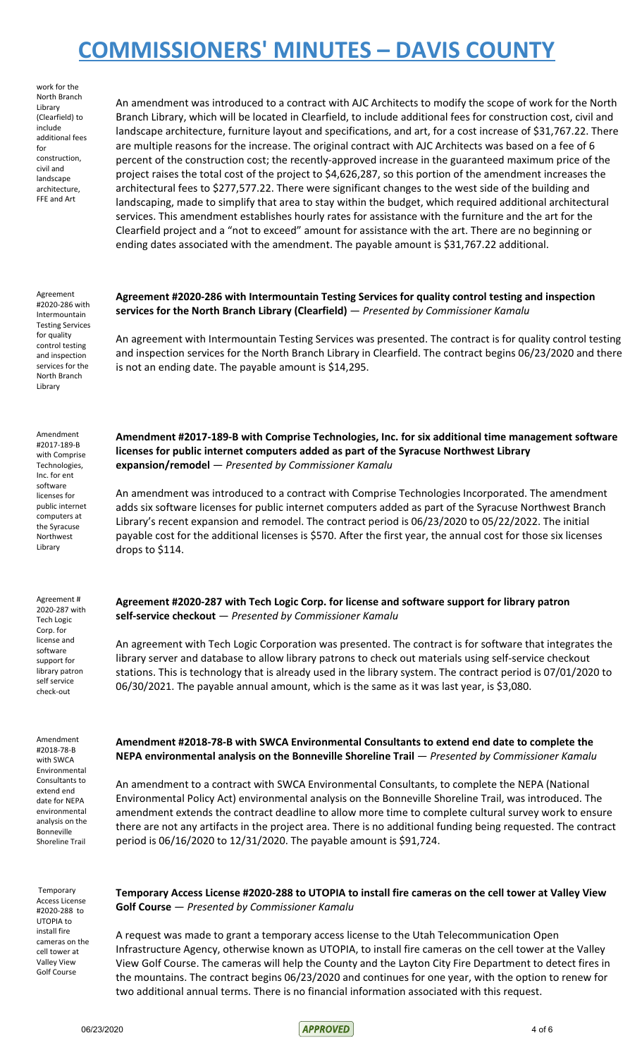work for the North Branch Library (Clearfield) to include additional fees for construction, civil and landscape architecture, FFE and Art

An amendment was introduced to a contract with AJC Architects to modify the scope of work for the North Branch Library, which will be located in Clearfield, to include additional fees for construction cost, civil and landscape architecture, furniture layout and specifications, and art, for a cost increase of $31,767.22. There are multiple reasons for the increase. The original contract with AJC Architects was based on a fee of 6 percent of the construction cost; the recently-approved increase in the guaranteed maximum price of the project raises the total cost of the project to $4,626,287, so this portion of the amendment increases the architectural fees to $277,577.22. There were significant changes to the west side of the building and landscaping, made to simplify that area to stay within the budget, which required additional architectural services. This amendment establishes hourly rates for assistance with the furniture and the art for the Clearfield project and a "not to exceed" amount for assistance with the art. There are no beginning or ending dates associated with the amendment. The payable amount is $31,767.22 additional.

Agreement #2020-286 with Intermountain Testing Services for quality control testing and inspection services for the North Branch Library

**Agreement #2020-286 with Intermountain Testing Services for quality control testing and inspection services for the North Branch Library (Clearfield)** — *Presented by Commissioner Kamalu*

An agreement with Intermountain Testing Services was presented. The contract is for quality control testing and inspection services for the North Branch Library in Clearfield. The contract begins 06/23/2020 and there is not an ending date. The payable amount is $14,295.

Amendment #2017-189-B with Comprise Technologies, Inc. for ent software licenses for public internet computers at the Syracuse Northwest Library

**Amendment #2017-189-B with Comprise Technologies, Inc. for six additional time management software licenses for public internet computers added as part of the Syracuse Northwest Library expansion/remodel** — *Presented by Commissioner Kamalu*

An amendment was introduced to a contract with Comprise Technologies Incorporated. The amendment adds six software licenses for public internet computers added as part of the Syracuse Northwest Branch Library's recent expansion and remodel. The contract period is 06/23/2020 to 05/22/2022. The initial payable cost for the additional licenses is $570. After the first year, the annual cost for those six licenses drops to $114.

Agreement # 2020-287 with Tech Logic Corp. for license and software support for library patron self service check-out

**Agreement #2020-287 with Tech Logic Corp. for license and software support for library patron self-service checkout** — *Presented by Commissioner Kamalu*

An agreement with Tech Logic Corporation was presented. The contract is for software that integrates the library server and database to allow library patrons to check out materials using self-service checkout stations. This is technology that is already used in the library system. The contract period is 07/01/2020 to 06/30/2021. The payable annual amount, which is the same as it was last year, is $3,080.

Amendment #2018-78-B with SWCA Environmental Consultants to extend end date for NEPA environmental analysis on the Bonneville Shoreline Trail

**Amendment #2018-78-B with SWCA Environmental Consultants to extend end date to complete the NEPA environmental analysis on the Bonneville Shoreline Trail** — *Presented by Commissioner Kamalu*

An amendment to a contract with SWCA Environmental Consultants, to complete the NEPA (National Environmental Policy Act) environmental analysis on the Bonneville Shoreline Trail, was introduced. The amendment extends the contract deadline to allow more time to complete cultural survey work to ensure there are not any artifacts in the project area. There is no additional funding being requested. The contract period is 06/16/2020 to 12/31/2020. The payable amount is $91,724.

Temporary Access License #2020-288 to UTOPIA to install fire cameras on the cell tower at Valley View Golf Course

**Temporary Access License #2020-288 to UTOPIA to install fire cameras on the cell tower at Valley View Golf Course** — *Presented by Commissioner Kamalu*

A request was made to grant a temporary access license to the Utah Telecommunication Open Infrastructure Agency, otherwise known as UTOPIA, to install fire cameras on the cell tower at the Valley View Golf Course. The cameras will help the County and the Layton City Fire Department to detect fires in the mountains. The contract begins 06/23/2020 and continues for one year, with the option to renew for two additional annual terms. There is no financial information associated with this request.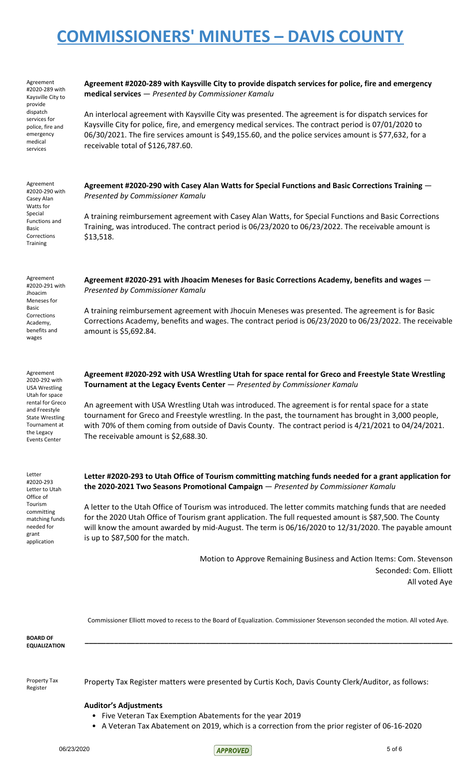# COMMISSIONERS' MINUTES – DAVIS COUNTY

Agreement #2020-289 with Kaysville City to provide dispatch services for police, fire and emergency medical services

**Agreement #2020-289 with Kaysville City to provide dispatch services for police, fire and emergency medical services** — *Presented by Commissioner Kamalu*

An interlocal agreement with Kaysville City was presented. The agreement is for dispatch services for Kaysville City for police, fire, and emergency medical services. The contract period is 07/01/2020 to 06/30/2021. The fire services amount is $49,155.60, and the police services amount is $77,632, for a receivable total of $126,787.60.

Agreement #2020-290 with Casey Alan Watts for Special Functions and Basic Corrections Training

**Agreement #2020-290 with Casey Alan Watts for Special Functions and Basic Corrections Training** — *Presented by Commissioner Kamalu*

A training reimbursement agreement with Casey Alan Watts, for Special Functions and Basic Corrections Training, was introduced. The contract period is 06/23/2020 to 06/23/2022. The receivable amount is $13,518.

Agreement #2020-291 with Jhoacim Meneses for Basic Corrections Academy, benefits and wages

**Agreement #2020-291 with Jhoacim Meneses for Basic Corrections Academy, benefits and wages** — *Presented by Commissioner Kamalu*

A training reimbursement agreement with Jhocuin Meneses was presented. The agreement is for Basic Corrections Academy, benefits and wages. The contract period is 06/23/2020 to 06/23/2022. The receivable amount is $5,692.84.

Agreement 2020-292 with USA Wrestling Utah for space rental for Greco and Freestyle State Wrestling Tournament at the Legacy Events Center

**Agreement #2020-292 with USA Wrestling Utah for space rental for Greco and Freestyle State Wrestling Tournament at the Legacy Events Center** — *Presented by Commissioner Kamalu*

An agreement with USA Wrestling Utah was introduced. The agreement is for rental space for a state tournament for Greco and Freestyle wrestling. In the past, the tournament has brought in 3,000 people, with 70% of them coming from outside of Davis County. The contract period is 4/21/2021 to 04/24/2021. The receivable amount is $2,688.30.

Letter #2020-293 Letter to Utah Office of Tourism committing matching funds needed for grant application

**Letter #2020-293 to Utah Office of Tourism committing matching funds needed for a grant application for the 2020-2021 Two Seasons Promotional Campaign** — *Presented by Commissioner Kamalu*

A letter to the Utah Office of Tourism was introduced. The letter commits matching funds that are needed for the 2020 Utah Office of Tourism grant application. The full requested amount is $87,500. The County will know the amount awarded by mid-August. The term is 06/16/2020 to 12/31/2020. The payable amount is up to $87,500 for the match.

Motion to Approve Remaining Business and Action Items: Com. Stevenson
Seconded: Com. Elliott
All voted Aye

Commissioner Elliott moved to recess to the Board of Equalization. Commissioner Stevenson seconded the motion. All voted Aye.

**BOARD OF EQUALIZATION**

---

Property Tax Register

Property Tax Register matters were presented by Curtis Koch, Davis County Clerk/Auditor, as follows:

**Auditor's Adjustments**

- Five Veteran Tax Exemption Abatements for the year 2019
- A Veteran Tax Abatement on 2019, which is a correction from the prior register of 06-16-2020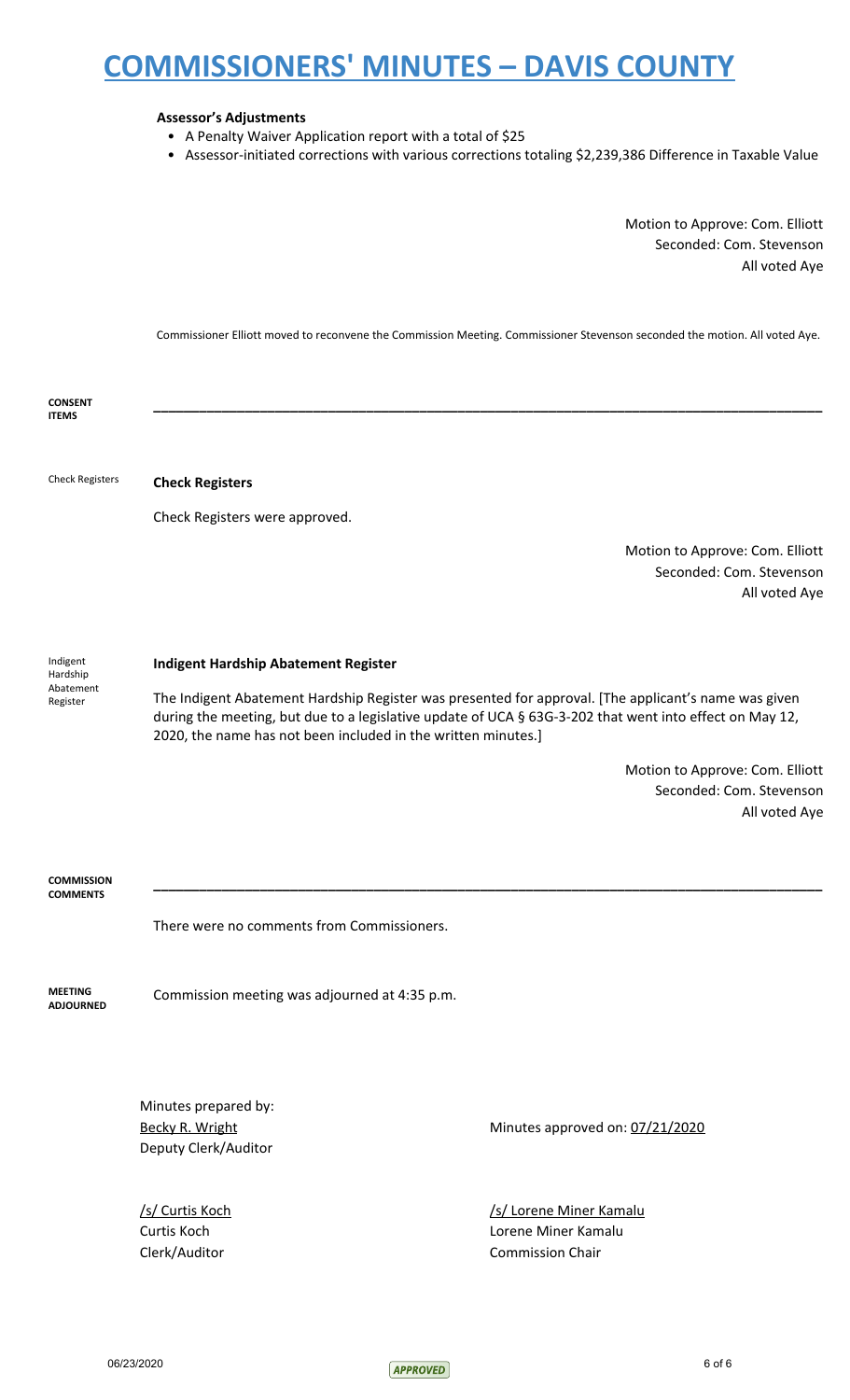**Assessor's Adjustments**

- A Penalty Waiver Application report with a total of $25
- Assessor-initiated corrections with various corrections totaling $2,239,386 Difference in Taxable Value

Motion to Approve: Com. Elliott
Seconded: Com. Stevenson
All voted Aye

Commissioner Elliott moved to reconvene the Commission Meeting. Commissioner Stevenson seconded the motion. All voted Aye.

**CONSENT ITEMS**

---

Check Registers

**Check Registers**

Check Registers were approved.

Motion to Approve: Com. Elliott
Seconded: Com. Stevenson
All voted Aye

Indigent Hardship Abatement Register

**Indigent Hardship Abatement Register**

The Indigent Abatement Hardship Register was presented for approval. [The applicant's name was given during the meeting, but due to a legislative update of UCA § 63G-3-202 that went into effect on May 12, 2020, the name has not been included in the written minutes.]

Motion to Approve: Com. Elliott
Seconded: Com. Stevenson
All voted Aye

**COMMISSION COMMENTS**

---

There were no comments from Commissioners.

**MEETING ADJOURNED**

Commission meeting was adjourned at 4:35 p.m.

Minutes prepared by:
Becky R. Wright
Deputy Clerk/Auditor

Minutes approved on: 07/21/2020

/s/ Curtis Koch
Curtis Koch
Clerk/Auditor

/s/ Lorene Miner Kamalu
Lorene Miner Kamalu
Commission Chair